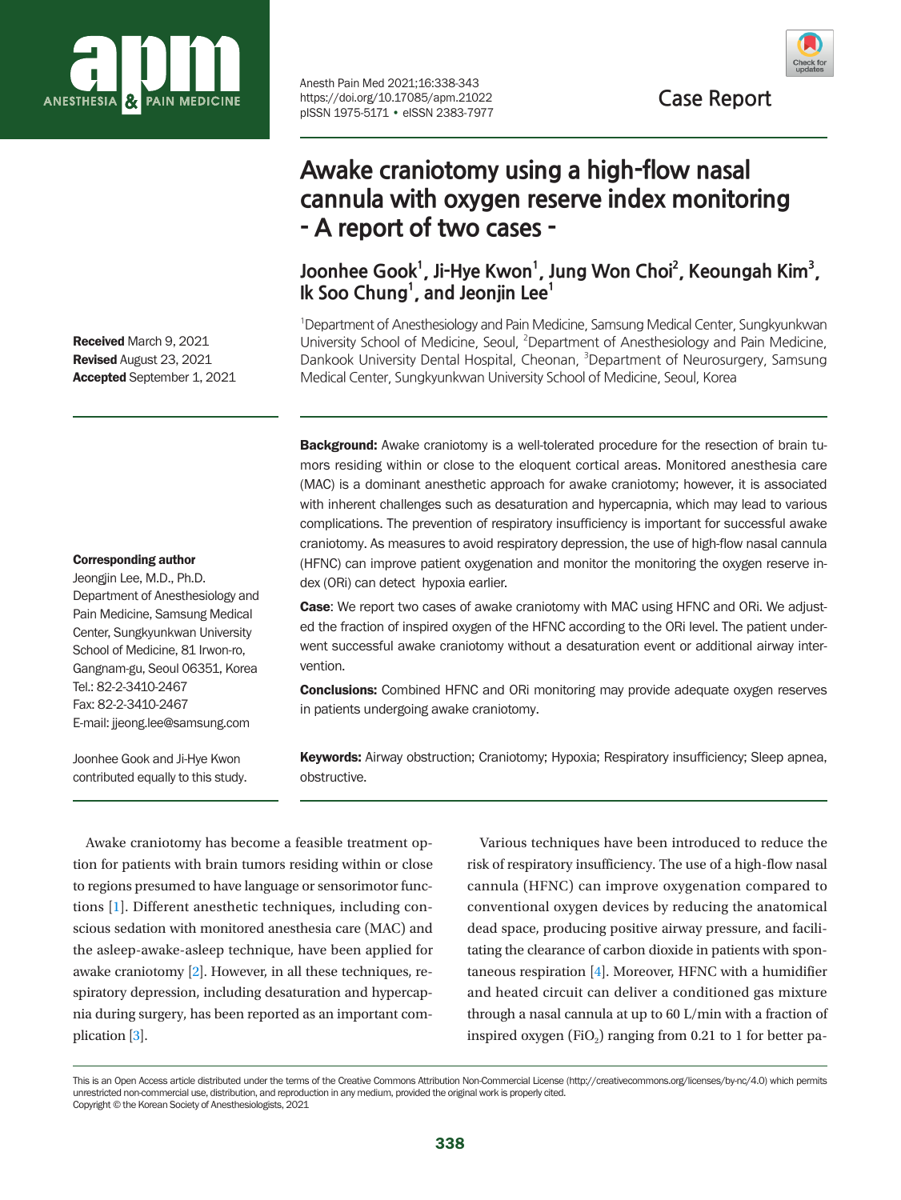Case Report

# Awake craniotomy using a high-flow nasal cannula with oxygen reserve index monitoring - A report of two cases -

**Joonhee Gook[1], Ji-Hye Kwon[1], Jung Won Choi[2], Keoungah Kim[3], Ik Soo Chung[1], and Jeonjin Lee[1]**

[1]Department of Anesthesiology and Pain Medicine, Samsung Medical Center, Sungkyunkwan University School of Medicine, Seoul, [2]Department of Anesthesiology and Pain Medicine, Dankook University Dental Hospital, Cheonan, [3]Department of Neurosurgery, Samsung Medical Center, Sungkyunkwan University School of Medicine, Seoul, Korea

**Received** March 9, 2021
**Revised** August 23, 2021
**Accepted** September 1, 2021

**Corresponding author**
Jeongjin Lee, M.D., Ph.D.
Department of Anesthesiology and Pain Medicine, Samsung Medical Center, Sungkyunkwan University School of Medicine, 81 Irwon-ro, Gangnam-gu, Seoul 06351, Korea
Tel.: 82-2-3410-2467
Fax: 82-2-3410-2467
E-mail: jjeong.lee@samsung.com

Joonhee Gook and Ji-Hye Kwon contributed equally to this study.

**Background:** Awake craniotomy is a well-tolerated procedure for the resection of brain tumors residing within or close to the eloquent cortical areas. Monitored anesthesia care (MAC) is a dominant anesthetic approach for awake craniotomy; however, it is associated with inherent challenges such as desaturation and hypercapnia, which may lead to various complications. The prevention of respiratory insufficiency is important for successful awake craniotomy. As measures to avoid respiratory depression, the use of high-flow nasal cannula (HFNC) can improve patient oxygenation and monitor the monitoring the oxygen reserve index (ORi) can detect hypoxia earlier.

**Case**: We report two cases of awake craniotomy with MAC using HFNC and ORi. We adjusted the fraction of inspired oxygen of the HFNC according to the ORi level. The patient underwent successful awake craniotomy without a desaturation event or additional airway intervention.

**Conclusions:** Combined HFNC and ORi monitoring may provide adequate oxygen reserves in patients undergoing awake craniotomy.

**Keywords:** Airway obstruction; Craniotomy; Hypoxia; Respiratory insufficiency; Sleep apnea, obstructive.

Awake craniotomy has become a feasible treatment option for patients with brain tumors residing within or close to regions presumed to have language or sensorimotor functions [1]. Different anesthetic techniques, including conscious sedation with monitored anesthesia care (MAC) and the asleep-awake-asleep technique, have been applied for awake craniotomy [2]. However, in all these techniques, respiratory depression, including desaturation and hypercapnia during surgery, has been reported as an important complication [3].

Various techniques have been introduced to reduce the risk of respiratory insufficiency. The use of a high-flow nasal cannula (HFNC) can improve oxygenation compared to conventional oxygen devices by reducing the anatomical dead space, producing positive airway pressure, and facilitating the clearance of carbon dioxide in patients with spontaneous respiration [4]. Moreover, HFNC with a humidifier and heated circuit can deliver a conditioned gas mixture through a nasal cannula at up to 60 L/min with a fraction of inspired oxygen ($FiO_2$) ranging from 0.21 to 1 for better pa-

This is an Open Access article distributed under the terms of the Creative Commons Attribution Non-Commercial License (http://creativecommons.org/licenses/by-nc/4.0) which permits unrestricted non-commercial use, distribution, and reproduction in any medium, provided the original work is properly cited.
Copyright © the Korean Society of Anesthesiologists, 2021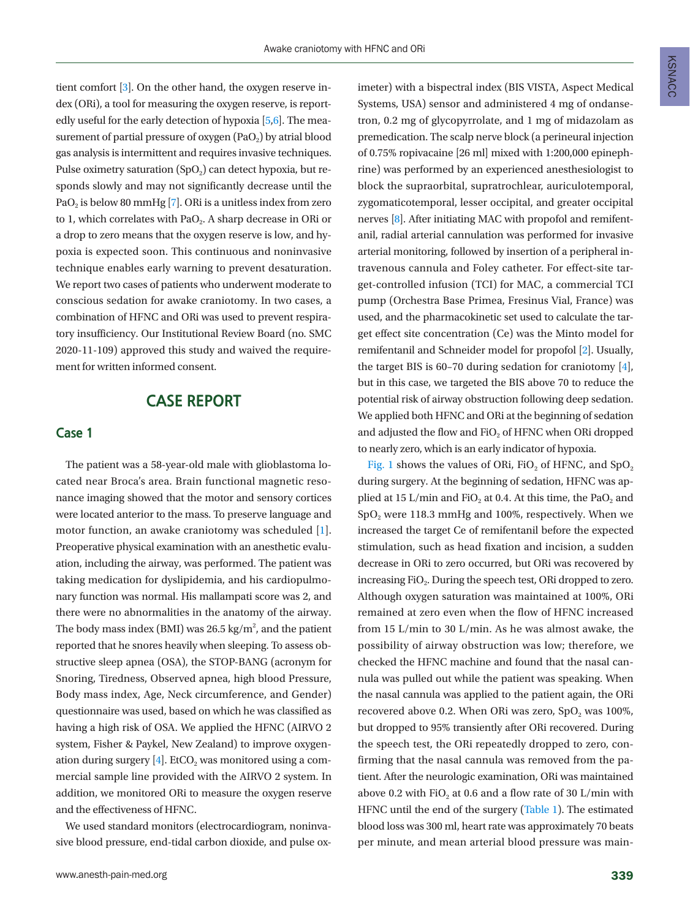tient comfort [3]. On the other hand, the oxygen reserve index (ORi), a tool for measuring the oxygen reserve, is reportedly useful for the early detection of hypoxia [5,6]. The measurement of partial pressure of oxygen ($PaO_2$) by atrial blood gas analysis is intermittent and requires invasive techniques. Pulse oximetry saturation ($SpO_2$) can detect hypoxia, but responds slowly and may not significantly decrease until the $PaO_2$ is below 80 mmHg [7]. ORi is a unitless index from zero to 1, which correlates with $PaO_2$. A sharp decrease in ORi or a drop to zero means that the oxygen reserve is low, and hypoxia is expected soon. This continuous and noninvasive technique enables early warning to prevent desaturation. We report two cases of patients who underwent moderate to conscious sedation for awake craniotomy. In two cases, a combination of HFNC and ORi was used to prevent respiratory insufficiency. Our Institutional Review Board (no. SMC 2020-11-109) approved this study and waived the requirement for written informed consent.

## CASE REPORT

### Case 1

The patient was a 58-year-old male with glioblastoma located near Broca's area. Brain functional magnetic resonance imaging showed that the motor and sensory cortices were located anterior to the mass. To preserve language and motor function, an awake craniotomy was scheduled [1]. Preoperative physical examination with an anesthetic evaluation, including the airway, was performed. The patient was taking medication for dyslipidemia, and his cardiopulmonary function was normal. His mallampati score was 2, and there were no abnormalities in the anatomy of the airway. The body mass index (BMI) was 26.5 $kg/m^2$, and the patient reported that he snores heavily when sleeping. To assess obstructive sleep apnea (OSA), the STOP-BANG (acronym for Snoring, Tiredness, Observed apnea, high blood Pressure, Body mass index, Age, Neck circumference, and Gender) questionnaire was used, based on which he was classified as having a high risk of OSA. We applied the HFNC (AIRVO 2 system, Fisher & Paykel, New Zealand) to improve oxygenation during surgery [4]. $EtCO_2$ was monitored using a commercial sample line provided with the AIRVO 2 system. In addition, we monitored ORi to measure the oxygen reserve and the effectiveness of HFNC.

We used standard monitors (electrocardiogram, noninvasive blood pressure, end-tidal carbon dioxide, and pulse oximeter) with a bispectral index (BIS VISTA, Aspect Medical Systems, USA) sensor and administered 4 mg of ondansetron, 0.2 mg of glycopyrrolate, and 1 mg of midazolam as premedication. The scalp nerve block (a perineural injection of 0.75% ropivacaine [26 ml] mixed with 1:200,000 epinephrine) was performed by an experienced anesthesiologist to block the supraorbital, supratrochlear, auriculotemporal, zygomaticotemporal, lesser occipital, and greater occipital nerves [8]. After initiating MAC with propofol and remifentanil, radial arterial cannulation was performed for invasive arterial monitoring, followed by insertion of a peripheral intravenous cannula and Foley catheter. For effect-site target-controlled infusion (TCI) for MAC, a commercial TCI pump (Orchestra Base Primea, Fresinus Vial, France) was used, and the pharmacokinetic set used to calculate the target effect site concentration (Ce) was the Minto model for remifentanil and Schneider model for propofol [2]. Usually, the target BIS is 60–70 during sedation for craniotomy [4], but in this case, we targeted the BIS above 70 to reduce the potential risk of airway obstruction following deep sedation. We applied both HFNC and ORi at the beginning of sedation and adjusted the flow and $FiO_2$ of HFNC when ORi dropped to nearly zero, which is an early indicator of hypoxia.

Fig. 1 shows the values of ORi, $FiO_2$ of HFNC, and $SpO_2$ during surgery. At the beginning of sedation, HFNC was applied at 15 L/min and $FiO_2$ at 0.4. At this time, the $PaO_2$ and $SpO_2$ were 118.3 mmHg and 100%, respectively. When we increased the target Ce of remifentanil before the expected stimulation, such as head fixation and incision, a sudden decrease in ORi to zero occurred, but ORi was recovered by increasing $FiO_2$. During the speech test, ORi dropped to zero. Although oxygen saturation was maintained at 100%, ORi remained at zero even when the flow of HFNC increased from 15 L/min to 30 L/min. As he was almost awake, the possibility of airway obstruction was low; therefore, we checked the HFNC machine and found that the nasal cannula was pulled out while the patient was speaking. When the nasal cannula was applied to the patient again, the ORi recovered above 0.2. When ORi was zero, $SpO_2$ was 100%, but dropped to 95% transiently after ORi recovered. During the speech test, the ORi repeatedly dropped to zero, confirming that the nasal cannula was removed from the patient. After the neurologic examination, ORi was maintained above 0.2 with $FiO_2$ at 0.6 and a flow rate of 30 L/min with HFNC until the end of the surgery (Table 1). The estimated blood loss was 300 ml, heart rate was approximately 70 beats per minute, and mean arterial blood pressure was main-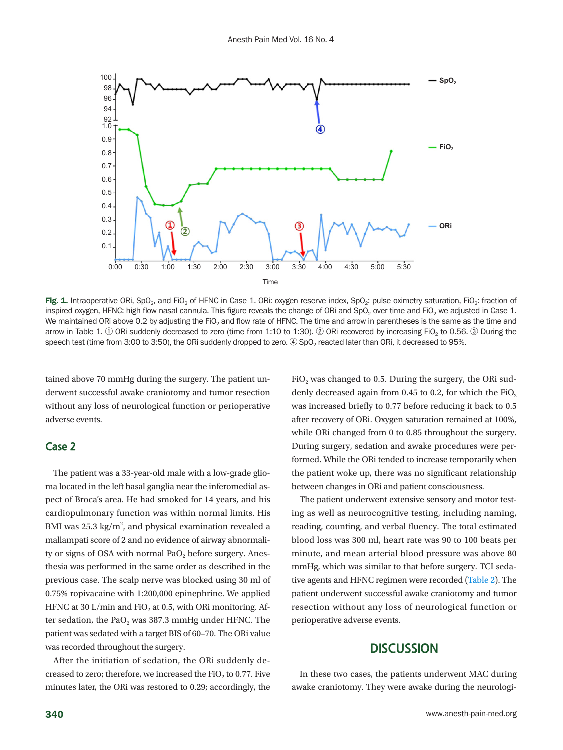Fig. 1. Intraoperative ORi, $SpO_2$, and $FiO_2$ of HFNC in Case 1. ORi: oxygen reserve index, $SpO_2$: pulse oximetry saturation, $FiO_2$: fraction of inspired oxygen, HFNC: high flow nasal cannula. This figure reveals the change of ORi and $SpO_2$ over time and $FiO_2$ we adjusted in Case 1. We maintained ORi above 0.2 by adjusting the $FiO_2$ and flow rate of HFNC. The time and arrow in parentheses is the same as the time and arrow in Table 1. ① ORi suddenly decreased to zero (time from 1:10 to 1:30). ② ORi recovered by increasing $FiO_2$ to 0.56. ③ During the speech test (time from 3:00 to 3:50), the ORi suddenly dropped to zero. ④ $SpO_2$ reacted later than ORi, it decreased to 95%.

tained above 70 mmHg during the surgery. The patient underwent successful awake craniotomy and tumor resection without any loss of neurological function or perioperative adverse events.

## Case 2

The patient was a 33-year-old male with a low-grade glioma located in the left basal ganglia near the inferomedial aspect of Broca's area. He had smoked for 14 years, and his cardiopulmonary function was within normal limits. His BMI was 25.3 $kg/m^2$, and physical examination revealed a mallampati score of 2 and no evidence of airway abnormality or signs of OSA with normal $PaO_2$ before surgery. Anesthesia was performed in the same order as described in the previous case. The scalp nerve was blocked using 30 ml of 0.75% ropivacaine with 1:200,000 epinephrine. We applied HFNC at 30 L/min and $FiO_2$ at 0.5, with ORi monitoring. After sedation, the $PaO_2$ was 387.3 mmHg under HFNC. The patient was sedated with a target BIS of 60–70. The ORi value was recorded throughout the surgery.

After the initiation of sedation, the ORi suddenly decreased to zero; therefore, we increased the $FiO_2$ to 0.77. Five minutes later, the ORi was restored to 0.29; accordingly, the $FiO_2$ was changed to 0.5. During the surgery, the ORi suddenly decreased again from 0.45 to 0.2, for which the $FiO_2$ was increased briefly to 0.77 before reducing it back to 0.5 after recovery of ORi. Oxygen saturation remained at 100%, while ORi changed from 0 to 0.85 throughout the surgery. During surgery, sedation and awake procedures were performed. While the ORi tended to increase temporarily when the patient woke up, there was no significant relationship between changes in ORi and patient consciousness.

The patient underwent extensive sensory and motor testing as well as neurocognitive testing, including naming, reading, counting, and verbal fluency. The total estimated blood loss was 300 ml, heart rate was 90 to 100 beats per minute, and mean arterial blood pressure was above 80 mmHg, which was similar to that before surgery. TCI sedative agents and HFNC regimen were recorded (Table 2). The patient underwent successful awake craniotomy and tumor resection without any loss of neurological function or perioperative adverse events.

# DISCUSSION

In these two cases, the patients underwent MAC during awake craniotomy. They were awake during the neurologi-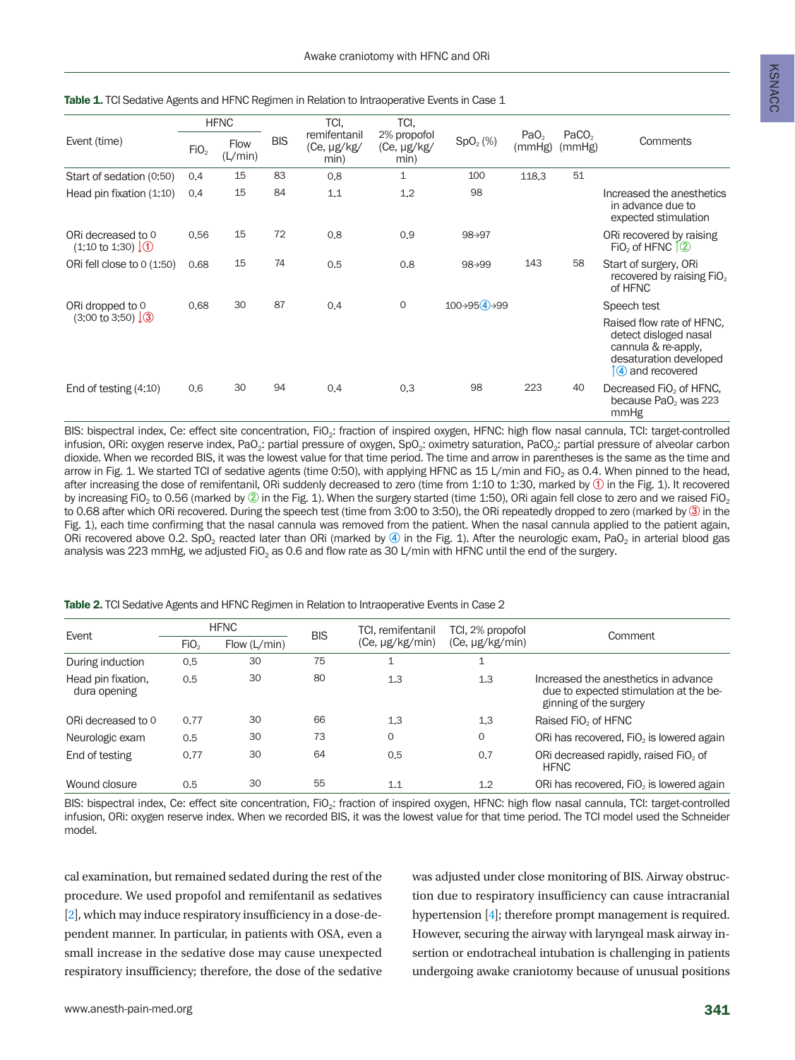**Table 1.** TCI Sedative Agents and HFNC Regimen in Relation to Intraoperative Events in Case 1

| Event (time) | HFNC | | BIS | TCI, remifentanil (Ce, μg/kg/min) | TCI, 2% propofol (Ce, μg/kg/min) | $SpO_2$ (%) | $PaO_2$ (mmHg) | $PaCO_2$ (mmHg) | Comments |
|---|---|---|---|---|---|---|---|---|---|
| | $FiO_2$ | Flow (L/min) | | | | | | | |
| Start of sedation (0:50) | 0.4 | 15 | 83 | 0.8 | 1 | 100 | 118.3 | 51 | |
| Head pin fixation (1:10) | 0.4 | 15 | 84 | 1.1 | 1.2 | 98 | | | Increased the anesthetics in advance due to expected stimulation |
| ORi decreased to 0 (1:10 to 1:30) ↓① | 0.56 | 15 | 72 | 0.8 | 0.9 | 98→97 | | | ORi recovered by raising $FiO_2$ of HFNC ↑② |
| ORi fell close to 0 (1:50) | 0.68 | 15 | 74 | 0.5 | 0.8 | 98→99 | 143 | 58 | Start of surgery, ORi recovered by raising $FiO_2$ of HFNC |
| ORi dropped to 0 (3:00 to 3:50) ↓③ | 0.68 | 30 | 87 | 0.4 | 0 | 100→95④→99 | | | Speech test. Raised flow rate of HFNC, detect disloged nasal cannula & re-apply, desaturation developed ↑④ and recovered |
| End of testing (4:10) | 0.6 | 30 | 94 | 0.4 | 0.3 | 98 | 223 | 40 | Decreased $FiO_2$ of HFNC, because $PaO_2$ was 223 mmHg |

BIS: bispectral index, Ce: effect site concentration, $FiO_2$: fraction of inspired oxygen, HFNC: high flow nasal cannula, TCI: target-controlled infusion, ORi: oxygen reserve index, $PaO_2$: partial pressure of oxygen, $SpO_2$: oximetry saturation, $PaCO_2$: partial pressure of alveolar carbon dioxide. When we recorded BIS, it was the lowest value for that time period. The time and arrow in parentheses is the same as the time and arrow in Fig. 1. We started TCI of sedative agents (time 0:50), with applying HFNC as 15 L/min and $FiO_2$ as 0.4. When pinned to the head, after increasing the dose of remifentanil, ORi suddenly decreased to zero (time from 1:10 to 1:30, marked by ① in the Fig. 1). It recovered by increasing $FiO_2$ to 0.56 (marked by ② in the Fig. 1). When the surgery started (time 1:50), ORi again fell close to zero and we raised $FiO_2$ to 0.68 after which ORi recovered. During the speech test (time from 3:00 to 3:50), the ORi repeatedly dropped to zero (marked by ③ in the Fig. 1), each time confirming that the nasal cannula was removed from the patient. When the nasal cannula applied to the patient again, ORi recovered above 0.2. $SpO_2$ reacted later than ORi (marked by ④ in the Fig. 1). After the neurologic exam, $PaO_2$ in arterial blood gas analysis was 223 mmHg, we adjusted $FiO_2$ as 0.6 and flow rate as 30 L/min with HFNC until the end of the surgery.

**Table 2.** TCI Sedative Agents and HFNC Regimen in Relation to Intraoperative Events in Case 2

| Event | HFNC | | BIS | TCI, remifentanil (Ce, μg/kg/min) | TCI, 2% propofol (Ce, μg/kg/min) | Comment |
|---|---|---|---|---|---|---|
| | $FiO_2$ | Flow (L/min) | | | | |
| During induction | 0.5 | 30 | 75 | 1 | 1 | |
| Head pin fixation, dura opening | 0.5 | 30 | 80 | 1.3 | 1.3 | Increased the anesthetics in advance due to expected stimulation at the beginning of the surgery |
| ORi decreased to 0 | 0.77 | 30 | 66 | 1.3 | 1.3 | Raised $FiO_2$ of HFNC |
| Neurologic exam | 0.5 | 30 | 73 | 0 | 0 | ORi has recovered, $FiO_2$ is lowered again |
| End of testing | 0.77 | 30 | 64 | 0.5 | 0.7 | ORi decreased rapidly, raised $FiO_2$ of HFNC |
| Wound closure | 0.5 | 30 | 55 | 1.1 | 1.2 | ORi has recovered, $FiO_2$ is lowered again |

BIS: bispectral index, Ce: effect site concentration, $FiO_2$: fraction of inspired oxygen, HFNC: high flow nasal cannula, TCI: target-controlled infusion, ORi: oxygen reserve index. When we recorded BIS, it was the lowest value for that time period. The TCI model used the Schneider model.

cal examination, but remained sedated during the rest of the procedure. We used propofol and remifentanil as sedatives [2], which may induce respiratory insufficiency in a dose-dependent manner. In particular, in patients with OSA, even a small increase in the sedative dose may cause unexpected respiratory insufficiency; therefore, the dose of the sedative was adjusted under close monitoring of BIS. Airway obstruction due to respiratory insufficiency can cause intracranial hypertension [4]; therefore prompt management is required. However, securing the airway with laryngeal mask airway insertion or endotracheal intubation is challenging in patients undergoing awake craniotomy because of unusual positions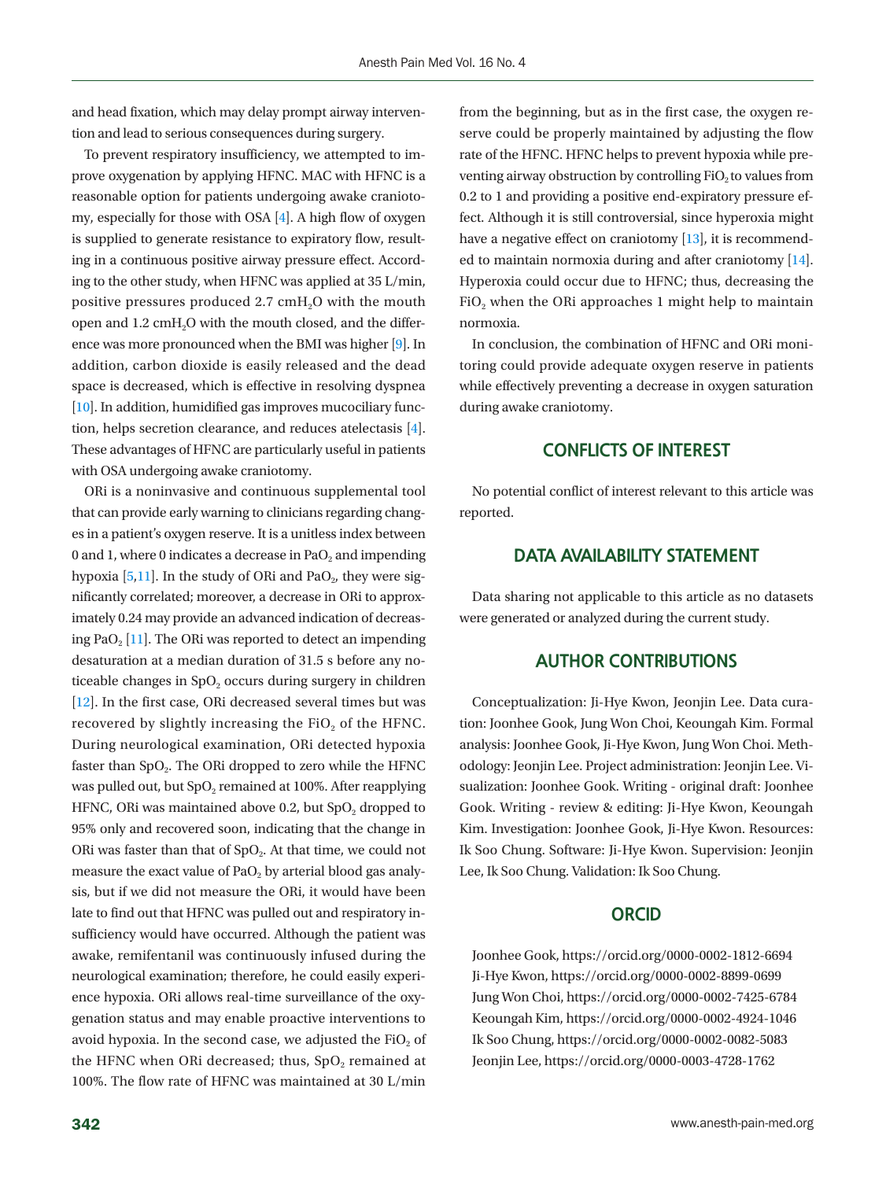and head fixation, which may delay prompt airway intervention and lead to serious consequences during surgery.

To prevent respiratory insufficiency, we attempted to improve oxygenation by applying HFNC. MAC with HFNC is a reasonable option for patients undergoing awake craniotomy, especially for those with OSA [4]. A high flow of oxygen is supplied to generate resistance to expiratory flow, resulting in a continuous positive airway pressure effect. According to the other study, when HFNC was applied at 35 L/min, positive pressures produced 2.7 $cmH_2O$ with the mouth open and 1.2 $cmH_2O$ with the mouth closed, and the difference was more pronounced when the BMI was higher [9]. In addition, carbon dioxide is easily released and the dead space is decreased, which is effective in resolving dyspnea [10]. In addition, humidified gas improves mucociliary function, helps secretion clearance, and reduces atelectasis [4]. These advantages of HFNC are particularly useful in patients with OSA undergoing awake craniotomy.

ORi is a noninvasive and continuous supplemental tool that can provide early warning to clinicians regarding changes in a patient's oxygen reserve. It is a unitless index between 0 and 1, where 0 indicates a decrease in $PaO_2$ and impending hypoxia [5,11]. In the study of ORi and $PaO_2$, they were significantly correlated; moreover, a decrease in ORi to approximately 0.24 may provide an advanced indication of decreasing $PaO_2$ [11]. The ORi was reported to detect an impending desaturation at a median duration of 31.5 s before any noticeable changes in $SpO_2$ occurs during surgery in children [12]. In the first case, ORi decreased several times but was recovered by slightly increasing the $FiO_2$ of the HFNC. During neurological examination, ORi detected hypoxia faster than $SpO_2$. The ORi dropped to zero while the HFNC was pulled out, but $SpO_2$ remained at 100%. After reapplying HFNC, ORi was maintained above 0.2, but $SpO_2$ dropped to 95% only and recovered soon, indicating that the change in ORi was faster than that of $SpO_2$. At that time, we could not measure the exact value of $PaO_2$ by arterial blood gas analysis, but if we did not measure the ORi, it would have been late to find out that HFNC was pulled out and respiratory insufficiency would have occurred. Although the patient was awake, remifentanil was continuously infused during the neurological examination; therefore, he could easily experience hypoxia. ORi allows real-time surveillance of the oxygenation status and may enable proactive interventions to avoid hypoxia. In the second case, we adjusted the $FiO_2$ of the HFNC when ORi decreased; thus, $SpO_2$ remained at 100%. The flow rate of HFNC was maintained at 30 L/min from the beginning, but as in the first case, the oxygen reserve could be properly maintained by adjusting the flow rate of the HFNC. HFNC helps to prevent hypoxia while preventing airway obstruction by controlling $FiO_2$ to values from 0.2 to 1 and providing a positive end-expiratory pressure effect. Although it is still controversial, since hyperoxia might have a negative effect on craniotomy [13], it is recommended to maintain normoxia during and after craniotomy [14]. Hyperoxia could occur due to HFNC; thus, decreasing the $FiO_2$ when the ORi approaches 1 might help to maintain normoxia.

In conclusion, the combination of HFNC and ORi monitoring could provide adequate oxygen reserve in patients while effectively preventing a decrease in oxygen saturation during awake craniotomy.

## CONFLICTS OF INTEREST

No potential conflict of interest relevant to this article was reported.

## DATA AVAILABILITY STATEMENT

Data sharing not applicable to this article as no datasets were generated or analyzed during the current study.

## AUTHOR CONTRIBUTIONS

Conceptualization: Ji-Hye Kwon, Jeonjin Lee. Data curation: Joonhee Gook, Jung Won Choi, Keoungah Kim. Formal analysis: Joonhee Gook, Ji-Hye Kwon, Jung Won Choi. Methodology: Jeonjin Lee. Project administration: Jeonjin Lee. Visualization: Joonhee Gook. Writing - original draft: Joonhee Gook. Writing - review & editing: Ji-Hye Kwon, Keoungah Kim. Investigation: Joonhee Gook, Ji-Hye Kwon. Resources: Ik Soo Chung. Software: Ji-Hye Kwon. Supervision: Jeonjin Lee, Ik Soo Chung. Validation: Ik Soo Chung.

## ORCID

Joonhee Gook, https://orcid.org/0000-0002-1812-6694
Ji-Hye Kwon, https://orcid.org/0000-0002-8899-0699
Jung Won Choi, https://orcid.org/0000-0002-7425-6784
Keoungah Kim, https://orcid.org/0000-0002-4924-1046
Ik Soo Chung, https://orcid.org/0000-0002-0082-5083
Jeonjin Lee, https://orcid.org/0000-0003-4728-1762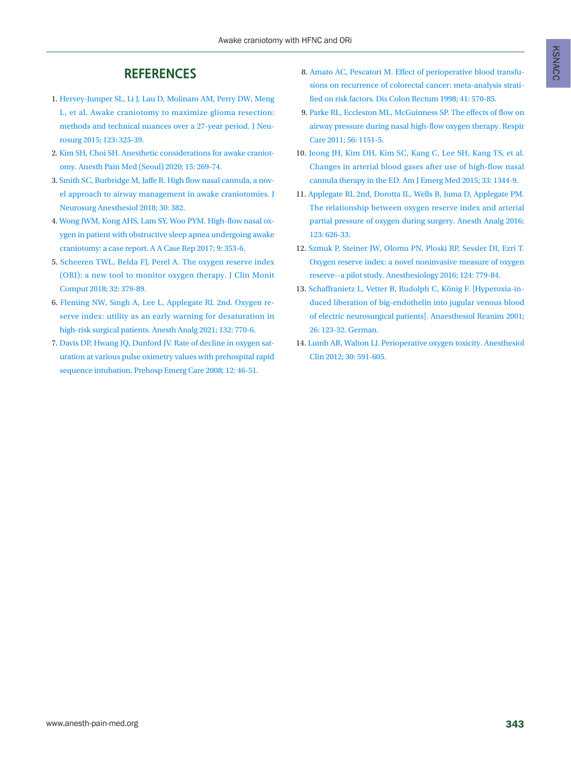## REFERENCES

1. Hervey-Jumper SL, Li J, Lau D, Molinaro AM, Perry DW, Meng L, et al. Awake craniotomy to maximize glioma resection: methods and technical nuances over a 27-year period. J Neurosurg 2015; 123: 325-39.
2. Kim SH, Choi SH. Anesthetic considerations for awake craniotomy. Anesth Pain Med (Seoul) 2020; 15: 269-74.
3. Smith SC, Burbridge M, Jaffe R. High flow nasal cannula, a novel approach to airway management in awake craniotomies. J Neurosurg Anesthesiol 2018; 30: 382.
4. Wong JWM, Kong AHS, Lam SY, Woo PYM. High-flow nasal oxygen in patient with obstructive sleep apnea undergoing awake craniotomy: a case report. A A Case Rep 2017; 9: 353-6.
5. Scheeren TWL, Belda FJ, Perel A. The oxygen reserve index (ORI): a new tool to monitor oxygen therapy. J Clin Monit Comput 2018; 32: 379-89.
6. Fleming NW, Singh A, Lee L, Applegate RL 2nd. Oxygen reserve index: utility as an early warning for desaturation in high-risk surgical patients. Anesth Analg 2021; 132: 770-6.
7. Davis DP, Hwang JQ, Dunford JV. Rate of decline in oxygen saturation at various pulse oximetry values with prehospital rapid sequence intubation. Prehosp Emerg Care 2008; 12: 46-51.
8. Amato AC, Pescatori M. Effect of perioperative blood transfusions on recurrence of colorectal cancer: meta-analysis stratified on risk factors. Dis Colon Rectum 1998; 41: 570-85.
9. Parke RL, Eccleston ML, McGuinness SP. The effects of flow on airway pressure during nasal high-flow oxygen therapy. Respir Care 2011; 56: 1151-5.
10. Jeong JH, Kim DH, Kim SC, Kang C, Lee SH, Kang TS, et al. Changes in arterial blood gases after use of high-flow nasal cannula therapy in the ED. Am J Emerg Med 2015; 33: 1344-9.
11. Applegate RL 2nd, Dorotta IL, Wells B, Juma D, Applegate PM. The relationship between oxygen reserve index and arterial partial pressure of oxygen during surgery. Anesth Analg 2016; 123: 626-33.
12. Szmuk P, Steiner JW, Olomu PN, Ploski RP, Sessler DI, Ezri T. Oxygen reserve index: a novel noninvasive measure of oxygen reserve--a pilot study. Anesthesiology 2016; 124: 779-84.
13. Schaffranietz L, Vetter B, Rudolph C, König F. [Hyperoxia-induced liberation of big-endothelin into jugular venous blood of electric neurosurgical patients]. Anaesthesiol Reanim 2001; 26: 123-32. German.
14. Lumb AB, Walton LJ. Perioperative oxygen toxicity. Anesthesiol Clin 2012; 30: 591-605.